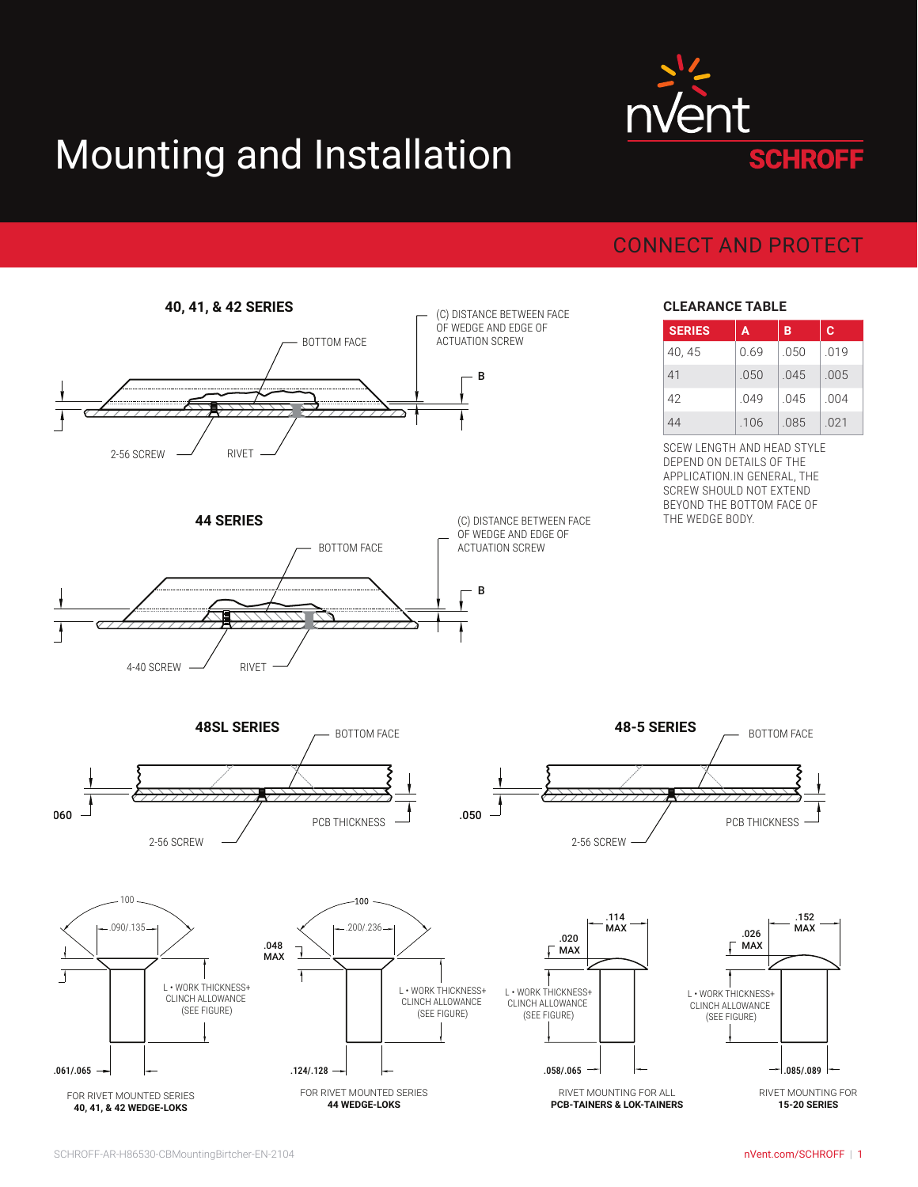# Mounting and Installation

nVent SCHROFF

CONNECT AND PROTECT

## 40, 41, & 42 SERIES

BOTTOM FACE

(C) DISTANCE BETWEEN FACE OF WEDGE AND EDGE OF ACTUATION SCREW

B

2-56 SCREW

RIVET

## 44 SERIES

BOTTOM FACE

(C) DISTANCE BETWEEN FACE OF WEDGE AND EDGE OF ACTUATION SCREW

B

4-40 SCREW

RIVET

## CLEARANCE TABLE

| SERIES | A | B | C |
|---|---|---|---|
| 40, 45 | 0.69 | .050 | .019 |
| 41 | .050 | .045 | .005 |
| 42 | .049 | .045 | .004 |
| 44 | .106 | .085 | .021 |

SCEW LENGTH AND HEAD STYLE DEPEND ON DETAILS OF THE APPLICATION.IN GENERAL, THE SCREW SHOULD NOT EXTEND BEYOND THE BOTTOM FACE OF THE WEDGE BODY.

## 48SL SERIES

BOTTOM FACE

060

PCB THICKNESS

2-56 SCREW

## 48-5 SERIES

BOTTOM FACE

.050

PCB THICKNESS

2-56 SCREW

100

.090/.135

L • WORK THICKNESS+ CLINCH ALLOWANCE (SEE FIGURE)

.061/.065

FOR RIVET MOUNTED SERIES **40, 41, & 42 WEDGE-LOKS**

100

.048 MAX

.200/.236

L • WORK THICKNESS+ CLINCH ALLOWANCE (SEE FIGURE)

.124/.128

FOR RIVET MOUNTED SERIES **44 WEDGE-LOKS**

.114 MAX

.020 MAX

L • WORK THICKNESS+ CLINCH ALLOWANCE (SEE FIGURE)

.058/.065

RIVET MOUNTING FOR ALL **PCB-TAINERS & LOK-TAINERS**

.152 MAX

.026 MAX

L • WORK THICKNESS+ CLINCH ALLOWANCE (SEE FIGURE)

.085/.089

RIVET MOUNTING FOR **15-20 SERIES**

SCHROFF-AR-H86530-CBMountingBirtcher-EN-2104

nVent.com/SCHROFF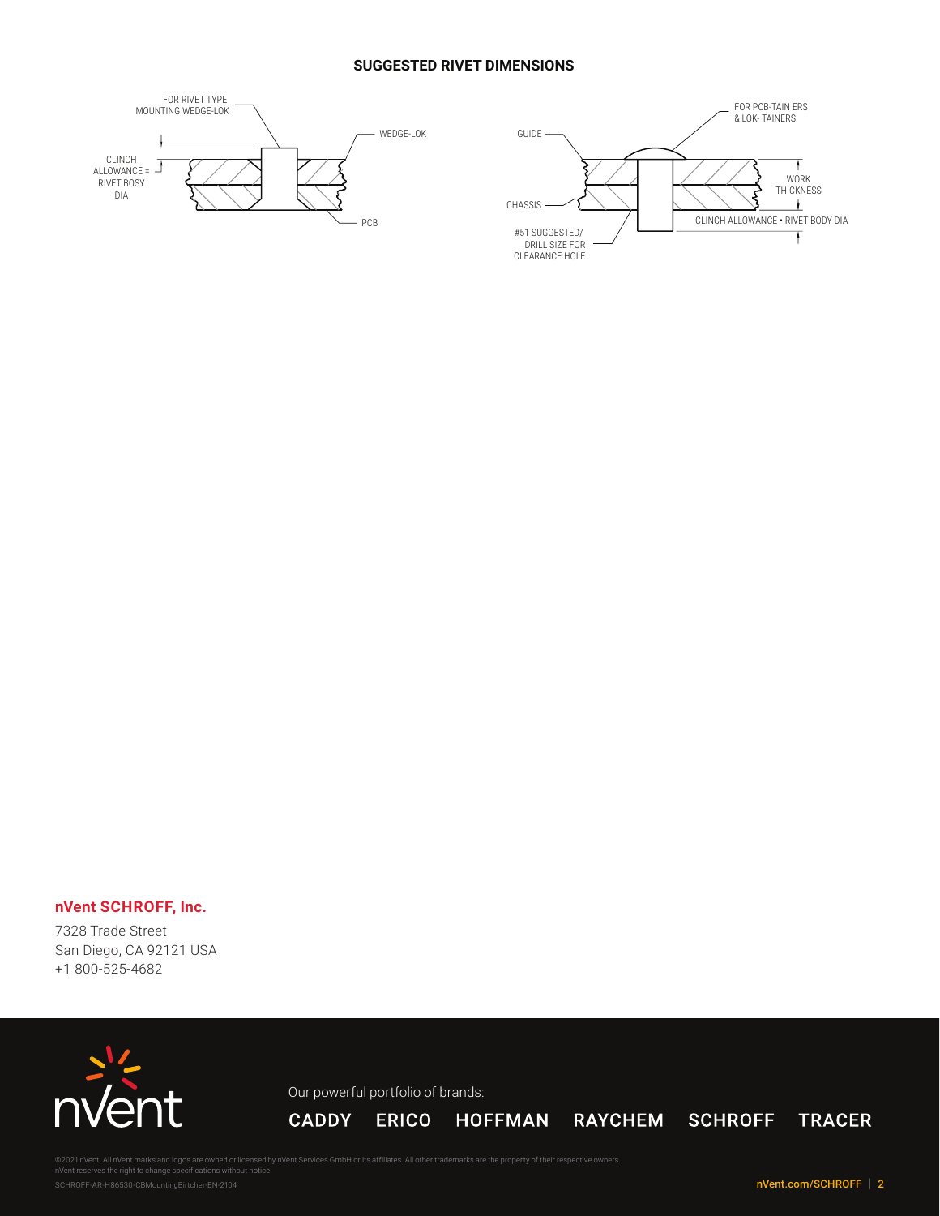## SUGGESTED RIVET DIMENSIONS

FOR RIVET TYPE MOUNTING WEDGE-LOK

WEDGE-LOK

CLINCH ALLOWANCE = RIVET BOSY DIA

PCB

GUIDE

FOR PCB-TAIN ERS & LOK- TAINERS

WORK THICKNESS

CHASSIS

CLINCH ALLOWANCE • RIVET BODY DIA

#51 SUGGESTED/ DRILL SIZE FOR CLEARANCE HOLE

**nVent SCHROFF, Inc.**

7328 Trade Street
San Diego, CA 92121 USA
+1 800-525-4682

Our powerful portfolio of brands:

CADDY ERICO HOFFMAN RAYCHEM SCHROFF TRACER

©2021 nVent. All nVent marks and logos are owned or licensed by nVent Services GmbH or its affiliates. All other trademarks are the property of their respective owners.
nVent reserves the right to change specifications without notice.

SCHROFF-AR-H86530-CBMountingBirtcher-EN-2104

nVent.com/SCHROFF